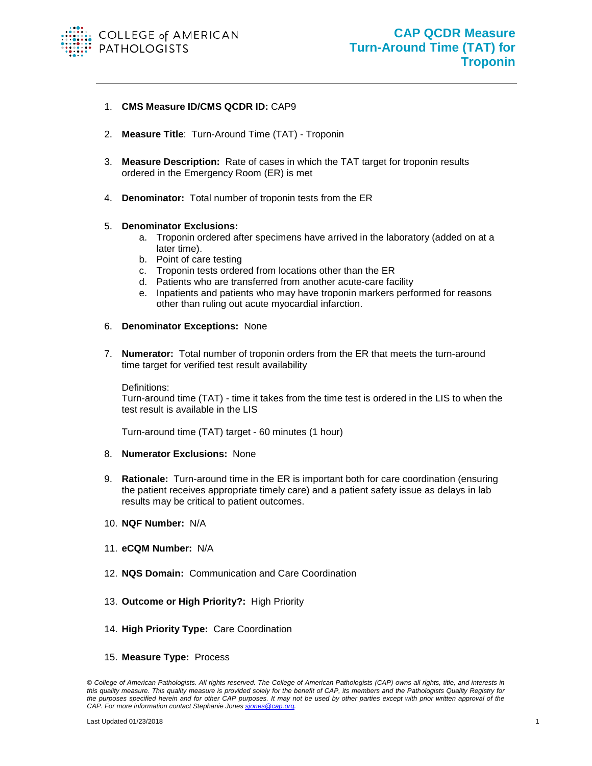COLLEGE of AMERICAN PATHOLOGISTS

# CAP QCDR Measure Turn-Around Time (TAT) for Troponin

1. **CMS Measure ID/CMS QCDR ID:** CAP9

2. **Measure Title**: Turn-Around Time (TAT) - Troponin

3. **Measure Description:** Rate of cases in which the TAT target for troponin results ordered in the Emergency Room (ER) is met

4. **Denominator:** Total number of troponin tests from the ER

5. **Denominator Exclusions:**
   a. Troponin ordered after specimens have arrived in the laboratory (added on at a later time).
   b. Point of care testing
   c. Troponin tests ordered from locations other than the ER
   d. Patients who are transferred from another acute-care facility
   e. Inpatients and patients who may have troponin markers performed for reasons other than ruling out acute myocardial infarction.

6. **Denominator Exceptions:** None

7. **Numerator:** Total number of troponin orders from the ER that meets the turn-around time target for verified test result availability

   Definitions:
   Turn-around time (TAT) - time it takes from the time test is ordered in the LIS to when the test result is available in the LIS

   Turn-around time (TAT) target - 60 minutes (1 hour)

8. **Numerator Exclusions:** None

9. **Rationale:** Turn-around time in the ER is important both for care coordination (ensuring the patient receives appropriate timely care) and a patient safety issue as delays in lab results may be critical to patient outcomes.

10. **NQF Number:** N/A

11. **eCQM Number:** N/A

12. **NQS Domain:** Communication and Care Coordination

13. **Outcome or High Priority?:** High Priority

14. **High Priority Type:** Care Coordination

15. **Measure Type:** Process

*© College of American Pathologists. All rights reserved. The College of American Pathologists (CAP) owns all rights, title, and interests in this quality measure. This quality measure is provided solely for the benefit of CAP, its members and the Pathologists Quality Registry for the purposes specified herein and for other CAP purposes. It may not be used by other parties except with prior written approval of the CAP. For more information contact Stephanie Jones sjones@cap.org.*

Last Updated 01/23/2018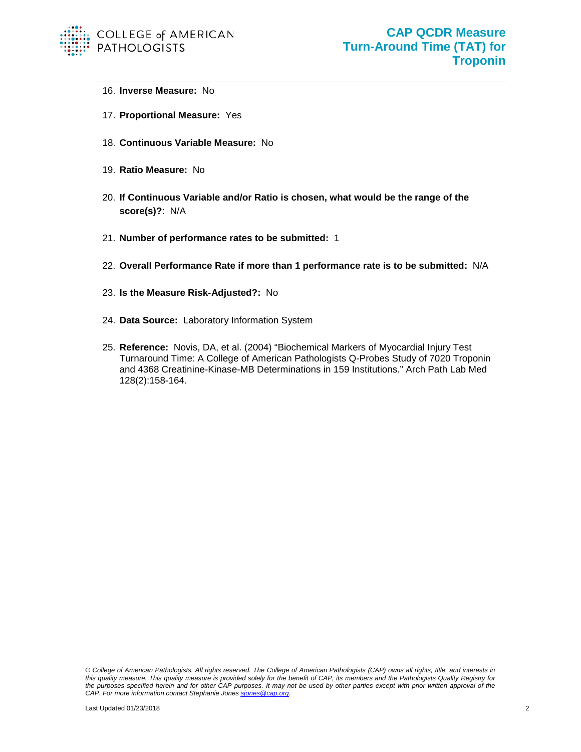16. **Inverse Measure:** No

17. **Proportional Measure:** Yes

18. **Continuous Variable Measure:** No

19. **Ratio Measure:** No

20. **If Continuous Variable and/or Ratio is chosen, what would be the range of the score(s)?**: N/A

21. **Number of performance rates to be submitted:** 1

22. **Overall Performance Rate if more than 1 performance rate is to be submitted:** N/A

23. **Is the Measure Risk-Adjusted?:** No

24. **Data Source:** Laboratory Information System

25. **Reference:** Novis, DA, et al. (2004) "Biochemical Markers of Myocardial Injury Test Turnaround Time: A College of American Pathologists Q-Probes Study of 7020 Troponin and 4368 Creatinine-Kinase-MB Determinations in 159 Institutions." Arch Path Lab Med 128(2):158-164.

*© College of American Pathologists. All rights reserved. The College of American Pathologists (CAP) owns all rights, title, and interests in this quality measure. This quality measure is provided solely for the benefit of CAP, its members and the Pathologists Quality Registry for the purposes specified herein and for other CAP purposes. It may not be used by other parties except with prior written approval of the CAP. For more information contact Stephanie Jones sjones@cap.org.*

Last Updated 01/23/2018